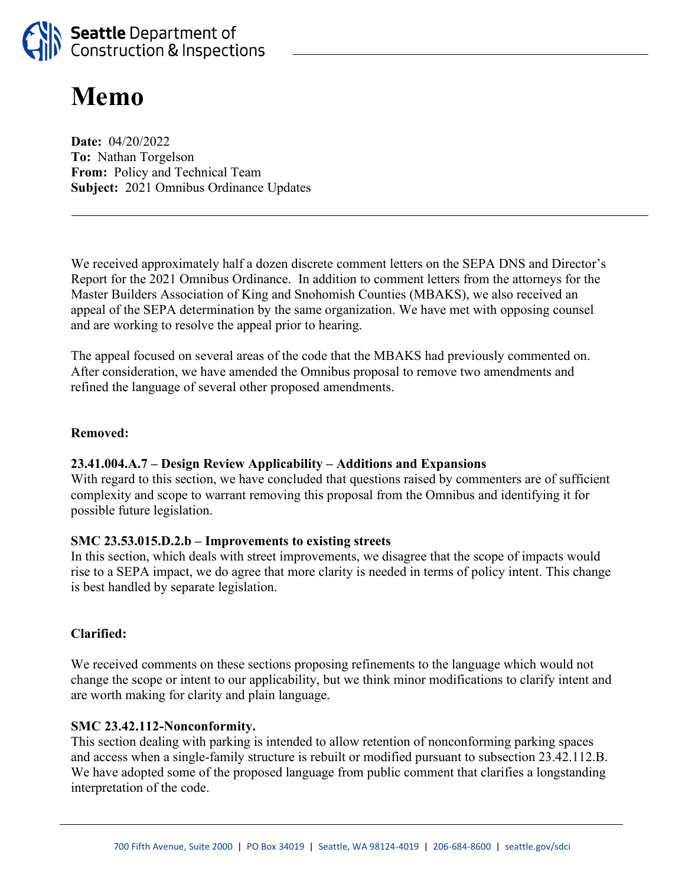Seattle Department of Construction & Inspections

# Memo

**Date:** 04/20/2022
**To:** Nathan Torgelson
**From:** Policy and Technical Team
**Subject:** 2021 Omnibus Ordinance Updates

---

We received approximately half a dozen discrete comment letters on the SEPA DNS and Director's Report for the 2021 Omnibus Ordinance. In addition to comment letters from the attorneys for the Master Builders Association of King and Snohomish Counties (MBAKS), we also received an appeal of the SEPA determination by the same organization. We have met with opposing counsel and are working to resolve the appeal prior to hearing.

The appeal focused on several areas of the code that the MBAKS had previously commented on. After consideration, we have amended the Omnibus proposal to remove two amendments and refined the language of several other proposed amendments.

**Removed:**

**23.41.004.A.7 – Design Review Applicability – Additions and Expansions**
With regard to this section, we have concluded that questions raised by commenters are of sufficient complexity and scope to warrant removing this proposal from the Omnibus and identifying it for possible future legislation.

**SMC 23.53.015.D.2.b – Improvements to existing streets**
In this section, which deals with street improvements, we disagree that the scope of impacts would rise to a SEPA impact, we do agree that more clarity is needed in terms of policy intent. This change is best handled by separate legislation.

**Clarified:**

We received comments on these sections proposing refinements to the language which would not change the scope or intent to our applicability, but we think minor modifications to clarify intent and are worth making for clarity and plain language.

**SMC 23.42.112-Nonconformity.**
This section dealing with parking is intended to allow retention of nonconforming parking spaces and access when a single-family structure is rebuilt or modified pursuant to subsection 23.42.112.B. We have adopted some of the proposed language from public comment that clarifies a longstanding interpretation of the code.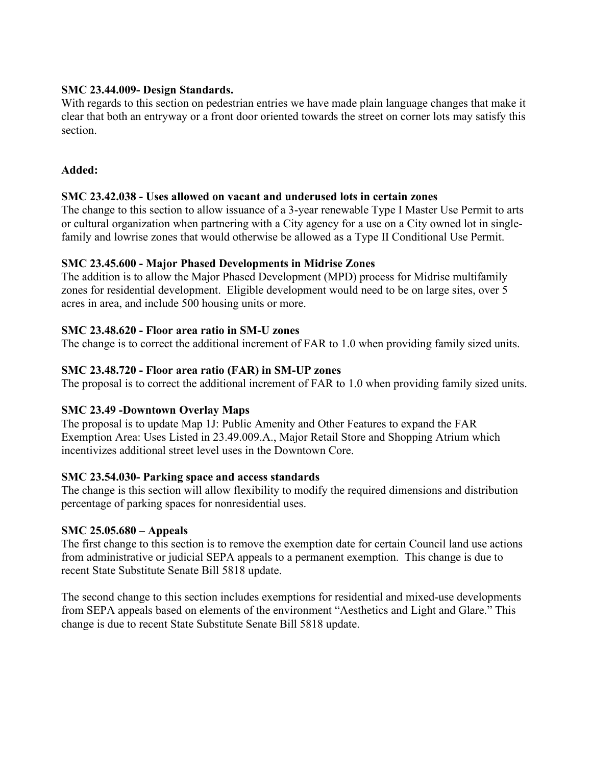**SMC 23.44.009- Design Standards.**

With regards to this section on pedestrian entries we have made plain language changes that make it clear that both an entryway or a front door oriented towards the street on corner lots may satisfy this section.

**Added:**

**SMC 23.42.038 - Uses allowed on vacant and underused lots in certain zones**

The change to this section to allow issuance of a 3-year renewable Type I Master Use Permit to arts or cultural organization when partnering with a City agency for a use on a City owned lot in single-family and lowrise zones that would otherwise be allowed as a Type II Conditional Use Permit.

**SMC 23.45.600 - Major Phased Developments in Midrise Zones**

The addition is to allow the Major Phased Development (MPD) process for Midrise multifamily zones for residential development. Eligible development would need to be on large sites, over 5 acres in area, and include 500 housing units or more.

**SMC 23.48.620 - Floor area ratio in SM-U zones**

The change is to correct the additional increment of FAR to 1.0 when providing family sized units.

**SMC 23.48.720 - Floor area ratio (FAR) in SM-UP zones**

The proposal is to correct the additional increment of FAR to 1.0 when providing family sized units.

**SMC 23.49 -Downtown Overlay Maps**

The proposal is to update Map 1J: Public Amenity and Other Features to expand the FAR Exemption Area: Uses Listed in 23.49.009.A., Major Retail Store and Shopping Atrium which incentivizes additional street level uses in the Downtown Core.

**SMC 23.54.030- Parking space and access standards**

The change is this section will allow flexibility to modify the required dimensions and distribution percentage of parking spaces for nonresidential uses.

**SMC 25.05.680 – Appeals**

The first change to this section is to remove the exemption date for certain Council land use actions from administrative or judicial SEPA appeals to a permanent exemption. This change is due to recent State Substitute Senate Bill 5818 update.

The second change to this section includes exemptions for residential and mixed-use developments from SEPA appeals based on elements of the environment "Aesthetics and Light and Glare." This change is due to recent State Substitute Senate Bill 5818 update.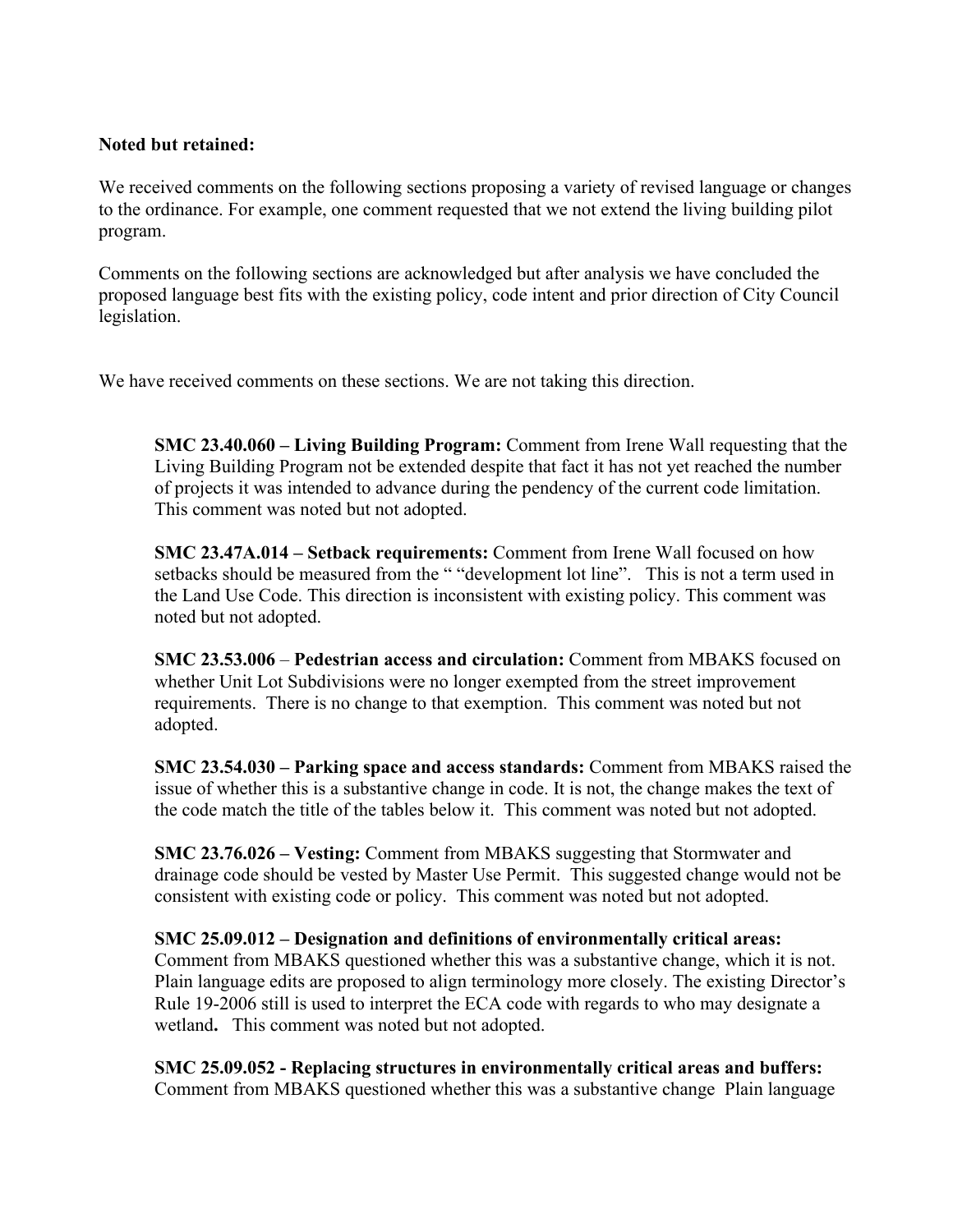**Noted but retained:**

We received comments on the following sections proposing a variety of revised language or changes to the ordinance. For example, one comment requested that we not extend the living building pilot program.

Comments on the following sections are acknowledged but after analysis we have concluded the proposed language best fits with the existing policy, code intent and prior direction of City Council legislation.

We have received comments on these sections. We are not taking this direction.

> **SMC 23.40.060 – Living Building Program:** Comment from Irene Wall requesting that the Living Building Program not be extended despite that fact it has not yet reached the number of projects it was intended to advance during the pendency of the current code limitation. This comment was noted but not adopted.
>
> **SMC 23.47A.014 – Setback requirements:** Comment from Irene Wall focused on how setbacks should be measured from the " "development lot line". This is not a term used in the Land Use Code. This direction is inconsistent with existing policy. This comment was noted but not adopted.
>
> **SMC 23.53.006** – **Pedestrian access and circulation:** Comment from MBAKS focused on whether Unit Lot Subdivisions were no longer exempted from the street improvement requirements. There is no change to that exemption. This comment was noted but not adopted.
>
> **SMC 23.54.030 – Parking space and access standards:** Comment from MBAKS raised the issue of whether this is a substantive change in code. It is not, the change makes the text of the code match the title of the tables below it. This comment was noted but not adopted.
>
> **SMC 23.76.026 – Vesting:** Comment from MBAKS suggesting that Stormwater and drainage code should be vested by Master Use Permit. This suggested change would not be consistent with existing code or policy. This comment was noted but not adopted.
>
> **SMC 25.09.012 – Designation and definitions of environmentally critical areas:** Comment from MBAKS questioned whether this was a substantive change, which it is not. Plain language edits are proposed to align terminology more closely. The existing Director's Rule 19-2006 still is used to interpret the ECA code with regards to who may designate a wetland**.** This comment was noted but not adopted.
>
> **SMC 25.09.052 - Replacing structures in environmentally critical areas and buffers:** Comment from MBAKS questioned whether this was a substantive change Plain language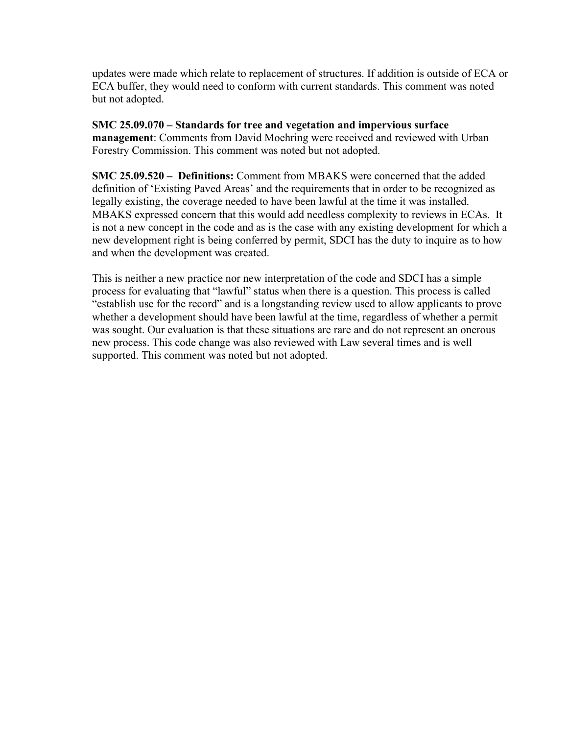updates were made which relate to replacement of structures. If addition is outside of ECA or ECA buffer, they would need to conform with current standards. This comment was noted but not adopted.

**SMC 25.09.070 – Standards for tree and vegetation and impervious surface management**: Comments from David Moehring were received and reviewed with Urban Forestry Commission. This comment was noted but not adopted.

**SMC 25.09.520 – Definitions:** Comment from MBAKS were concerned that the added definition of 'Existing Paved Areas' and the requirements that in order to be recognized as legally existing, the coverage needed to have been lawful at the time it was installed. MBAKS expressed concern that this would add needless complexity to reviews in ECAs. It is not a new concept in the code and as is the case with any existing development for which a new development right is being conferred by permit, SDCI has the duty to inquire as to how and when the development was created.

This is neither a new practice nor new interpretation of the code and SDCI has a simple process for evaluating that "lawful" status when there is a question. This process is called "establish use for the record" and is a longstanding review used to allow applicants to prove whether a development should have been lawful at the time, regardless of whether a permit was sought. Our evaluation is that these situations are rare and do not represent an onerous new process. This code change was also reviewed with Law several times and is well supported. This comment was noted but not adopted.